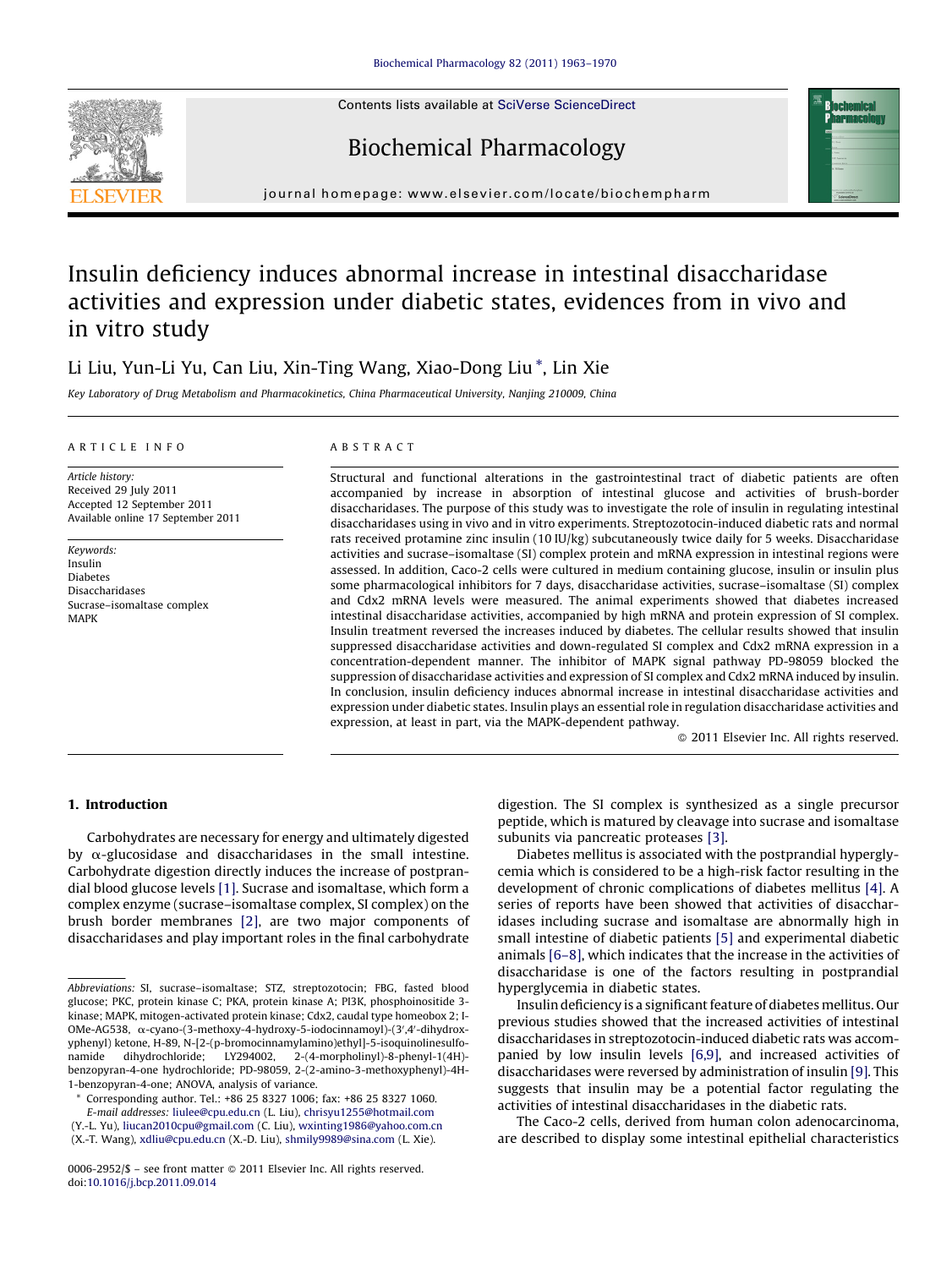# Insulin deficiency induces abnormal increase in intestinal disaccharidase activities and expression under diabetic states, evidences from in vivo and in vitro study

Li Liu, Yun-Li Yu, Can Liu, Xin-Ting Wang, Xiao-Dong Liu *, Lin Xie

*Key Laboratory of Drug Metabolism and Pharmacokinetics, China Pharmaceutical University, Nanjing 210009, China*

**ARTICLE INFO**

*Article history:*
Received 29 July 2011
Accepted 12 September 2011
Available online 17 September 2011

*Keywords:*
Insulin
Diabetes
Disaccharidases
Sucrase–isomaltase complex
MAPK

**ABSTRACT**

Structural and functional alterations in the gastrointestinal tract of diabetic patients are often accompanied by increase in absorption of intestinal glucose and activities of brush-border disaccharidases. The purpose of this study was to investigate the role of insulin in regulating intestinal disaccharidases using in vivo and in vitro experiments. Streptozotocin-induced diabetic rats and normal rats received protamine zinc insulin (10 IU/kg) subcutaneously twice daily for 5 weeks. Disaccharidase activities and sucrase–isomaltase (SI) complex protein and mRNA expression in intestinal regions were assessed. In addition, Caco-2 cells were cultured in medium containing glucose, insulin or insulin plus some pharmacological inhibitors for 7 days, disaccharidase activities, sucrase–isomaltase (SI) complex and Cdx2 mRNA levels were measured. The animal experiments showed that diabetes increased intestinal disaccharidase activities, accompanied by high mRNA and protein expression of SI complex. Insulin treatment reversed the increases induced by diabetes. The cellular results showed that insulin suppressed disaccharidase activities and down-regulated SI complex and Cdx2 mRNA expression in a concentration-dependent manner. The inhibitor of MAPK signal pathway PD-98059 blocked the suppression of disaccharidase activities and expression of SI complex and Cdx2 mRNA induced by insulin. In conclusion, insulin deficiency induces abnormal increase in intestinal disaccharidase activities and expression under diabetic states. Insulin plays an essential role in regulation disaccharidase activities and expression, at least in part, via the MAPK-dependent pathway.

© 2011 Elsevier Inc. All rights reserved.

## 1. Introduction

Carbohydrates are necessary for energy and ultimately digested by α-glucosidase and disaccharidases in the small intestine. Carbohydrate digestion directly induces the increase of postprandial blood glucose levels [1]. Sucrase and isomaltase, which form a complex enzyme (sucrase–isomaltase complex, SI complex) on the brush border membranes [2], are two major components of disaccharidases and play important roles in the final carbohydrate digestion. The SI complex is synthesized as a single precursor peptide, which is matured by cleavage into sucrase and isomaltase subunits via pancreatic proteases [3].

Diabetes mellitus is associated with the postprandial hyperglycemia which is considered to be a high-risk factor resulting in the development of chronic complications of diabetes mellitus [4]. A series of reports have been showed that activities of disaccharidases including sucrase and isomaltase are abnormally high in small intestine of diabetic patients [5] and experimental diabetic animals [6–8], which indicates that the increase in the activities of disaccharidase is one of the factors resulting in postprandial hyperglycemia in diabetic states.

Insulin deficiency is a significant feature of diabetes mellitus. Our previous studies showed that the increased activities of intestinal disaccharidases in streptozotocin-induced diabetic rats was accompanied by low insulin levels [6,9], and increased activities of disaccharidases were reversed by administration of insulin [9]. This suggests that insulin may be a potential factor regulating the activities of intestinal disaccharidases in the diabetic rats.

The Caco-2 cells, derived from human colon adenocarcinoma, are described to display some intestinal epithelial characteristics

---

*Abbreviations:* SI, sucrase–isomaltase; STZ, streptozotocin; FBG, fasted blood glucose; PKC, protein kinase C; PKA, protein kinase A; PI3K, phosphoinositide 3-kinase; MAPK, mitogen-activated protein kinase; Cdx2, caudal type homeobox 2; I-OMe-AG538, α-cyano-(3-methoxy-4-hydroxy-5-iodocinnamoyl)-(3′,4′-dihydroxyphenyl) ketone, H-89, N-[2-(p-bromocinnamylamino)ethyl]-5-isoquinolinesulfonamide dihydrochloride; LY294002, 2-(4-morpholinyl)-8-phenyl-1(4H)-benzopyran-4-one hydrochloride; PD-98059, 2-(2-amino-3-methoxyphenyl)-4H-1-benzopyran-4-one; ANOVA, analysis of variance.

\* Corresponding author. Tel.: +86 25 8327 1006; fax: +86 25 8327 1060.
*E-mail addresses:* liulee@cpu.edu.cn (L. Liu), chrisyu1255@hotmail.com (Y.-L. Yu), liucan2010cpu@gmail.com (C. Liu), wxinting1986@yahoo.com.cn (X.-T. Wang), xdliu@cpu.edu.cn (X.-D. Liu), shmily9989@sina.com (L. Xie).

0006-2952/$ – see front matter © 2011 Elsevier Inc. All rights reserved.
doi:10.1016/j.bcp.2011.09.014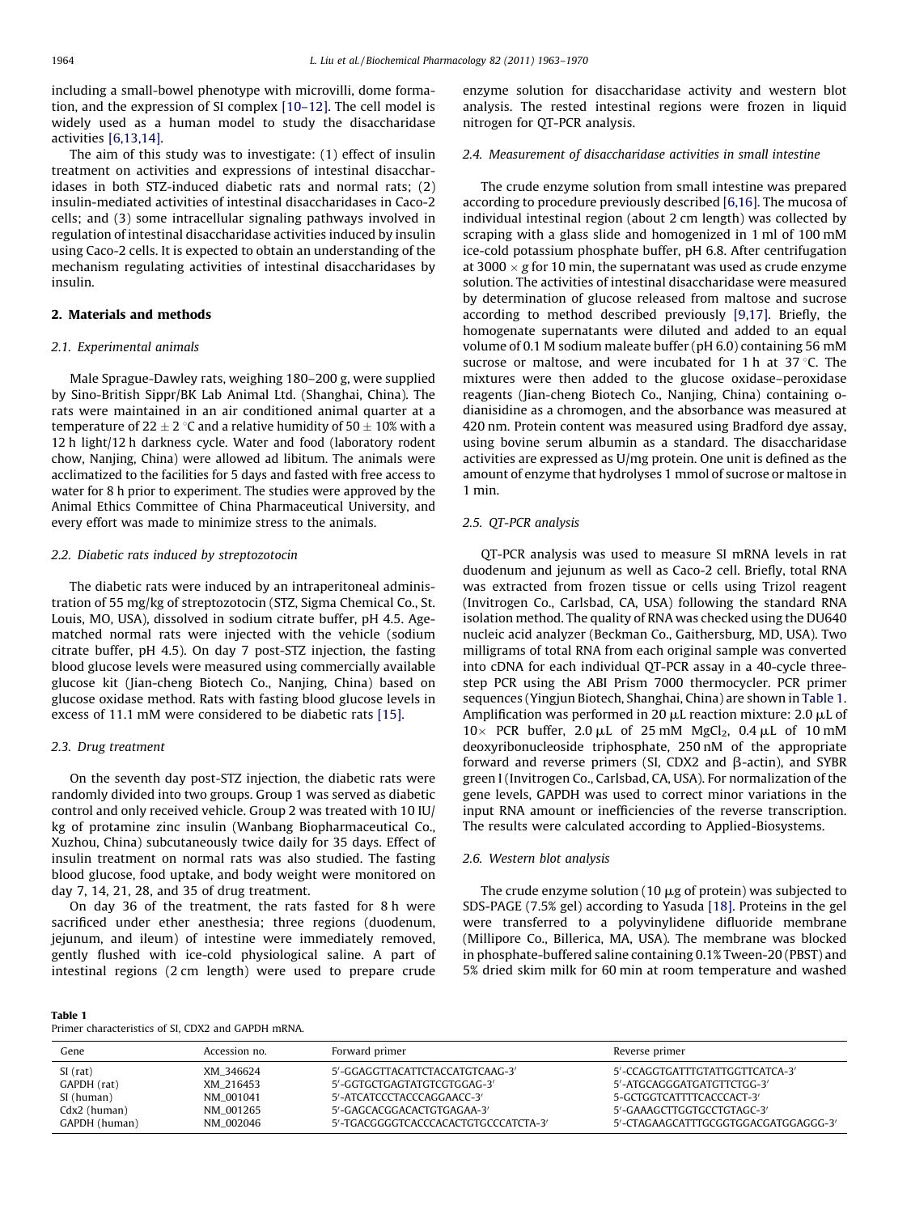including a small-bowel phenotype with microvilli, dome formation, and the expression of SI complex [10–12]. The cell model is widely used as a human model to study the disaccharidase activities [6,13,14].

The aim of this study was to investigate: (1) effect of insulin treatment on activities and expressions of intestinal disaccharidases in both STZ-induced diabetic rats and normal rats; (2) insulin-mediated activities of intestinal disaccharidases in Caco-2 cells; and (3) some intracellular signaling pathways involved in regulation of intestinal disaccharidase activities induced by insulin using Caco-2 cells. It is expected to obtain an understanding of the mechanism regulating activities of intestinal disaccharidases by insulin.

## 2. Materials and methods

### 2.1. Experimental animals

Male Sprague-Dawley rats, weighing 180–200 g, were supplied by Sino-British Sippr/BK Lab Animal Ltd. (Shanghai, China). The rats were maintained in an air conditioned animal quarter at a temperature of $22 \pm 2$ °C and a relative humidity of $50 \pm 10\%$ with a 12 h light/12 h darkness cycle. Water and food (laboratory rodent chow, Nanjing, China) were allowed ad libitum. The animals were acclimatized to the facilities for 5 days and fasted with free access to water for 8 h prior to experiment. The studies were approved by the Animal Ethics Committee of China Pharmaceutical University, and every effort was made to minimize stress to the animals.

### 2.2. Diabetic rats induced by streptozotocin

The diabetic rats were induced by an intraperitoneal administration of 55 mg/kg of streptozotocin (STZ, Sigma Chemical Co., St. Louis, MO, USA), dissolved in sodium citrate buffer, pH 4.5. Age-matched normal rats were injected with the vehicle (sodium citrate buffer, pH 4.5). On day 7 post-STZ injection, the fasting blood glucose levels were measured using commercially available glucose kit (Jian-cheng Biotech Co., Nanjing, China) based on glucose oxidase method. Rats with fasting blood glucose levels in excess of 11.1 mM were considered to be diabetic rats [15].

### 2.3. Drug treatment

On the seventh day post-STZ injection, the diabetic rats were randomly divided into two groups. Group 1 was served as diabetic control and only received vehicle. Group 2 was treated with 10 IU/kg of protamine zinc insulin (Wanbang Biopharmaceutical Co., Xuzhou, China) subcutaneously twice daily for 35 days. Effect of insulin treatment on normal rats was also studied. The fasting blood glucose, food uptake, and body weight were monitored on day 7, 14, 21, 28, and 35 of drug treatment.

On day 36 of the treatment, the rats fasted for 8 h were sacrificed under ether anesthesia; three regions (duodenum, jejunum, and ileum) of intestine were immediately removed, gently flushed with ice-cold physiological saline. A part of intestinal regions (2 cm length) were used to prepare crude enzyme solution for disaccharidase activity and western blot analysis. The rested intestinal regions were frozen in liquid nitrogen for QT-PCR analysis.

### 2.4. Measurement of disaccharidase activities in small intestine

The crude enzyme solution from small intestine was prepared according to procedure previously described [6,16]. The mucosa of individual intestinal region (about 2 cm length) was collected by scraping with a glass slide and homogenized in 1 ml of 100 mM ice-cold potassium phosphate buffer, pH 6.8. After centrifugation at $3000 \times g$ for 10 min, the supernatant was used as crude enzyme solution. The activities of intestinal disaccharidase were measured by determination of glucose released from maltose and sucrose according to method described previously [9,17]. Briefly, the homogenate supernatants were diluted and added to an equal volume of 0.1 M sodium maleate buffer (pH 6.0) containing 56 mM sucrose or maltose, and were incubated for 1 h at 37 °C. The mixtures were then added to the glucose oxidase–peroxidase reagents (Jian-cheng Biotech Co., Nanjing, China) containing o-dianisidine as a chromogen, and the absorbance was measured at 420 nm. Protein content was measured using Bradford dye assay, using bovine serum albumin as a standard. The disaccharidase activities are expressed as U/mg protein. One unit is defined as the amount of enzyme that hydrolyses 1 mmol of sucrose or maltose in 1 min.

### 2.5. QT-PCR analysis

QT-PCR analysis was used to measure SI mRNA levels in rat duodenum and jejunum as well as Caco-2 cell. Briefly, total RNA was extracted from frozen tissue or cells using Trizol reagent (Invitrogen Co., Carlsbad, CA, USA) following the standard RNA isolation method. The quality of RNA was checked using the DU640 nucleic acid analyzer (Beckman Co., Gaithersburg, MD, USA). Two milligrams of total RNA from each original sample was converted into cDNA for each individual QT-PCR assay in a 40-cycle three-step PCR using the ABI Prism 7000 thermocycler. PCR primer sequences (Yingjun Biotech, Shanghai, China) are shown in Table 1. Amplification was performed in 20 μL reaction mixture: 2.0 μL of 10× PCR buffer, 2.0 μL of 25 mM $MgCl_2$, 0.4 μL of 10 mM deoxyribonucleoside triphosphate, 250 nM of the appropriate forward and reverse primers (SI, CDX2 and β-actin), and SYBR green I (Invitrogen Co., Carlsbad, CA, USA). For normalization of the gene levels, GAPDH was used to correct minor variations in the input RNA amount or inefficiencies of the reverse transcription. The results were calculated according to Applied-Biosystems.

### 2.6. Western blot analysis

The crude enzyme solution (10 μg of protein) was subjected to SDS-PAGE (7.5% gel) according to Yasuda [18]. Proteins in the gel were transferred to a polyvinylidene difluoride membrane (Millipore Co., Billerica, MA, USA). The membrane was blocked in phosphate-buffered saline containing 0.1% Tween-20 (PBST) and 5% dried skim milk for 60 min at room temperature and washed

**Table 1**
Primer characteristics of SI, CDX2 and GAPDH mRNA.

| Gene | Accession no. | Forward primer | Reverse primer |
|---|---|---|---|
| SI (rat) | XM_346624 | 5′-GGAGGTTACATTCTACCATGTCAAG-3′ | 5′-CCAGGTGATTTGTATTGGTTCATCA-3′ |
| GAPDH (rat) | XM_216453 | 5′-GGTGCTGAGTATGTCGTGGAG-3′ | 5′-ATGCAGGGATGATGTTCTGG-3′ |
| SI (human) | NM_001041 | 5′-ATCATCCCTACCCAGGAACC-3′ | 5-GCTGGTCATTTTCACCCACT-3′ |
| Cdx2 (human) | NM_001265 | 5′-GAGCACGGACACTGTGAGAA-3′ | 5′-GAAAGCTTGGTGCCTGTAGC-3′ |
| GAPDH (human) | NM_002046 | 5′-TGACGGGGTCACCCACACTGTGCCCATCTA-3′ | 5′-CTAGAAGCATTTGCGGTGGACGATGGAGGG-3′ |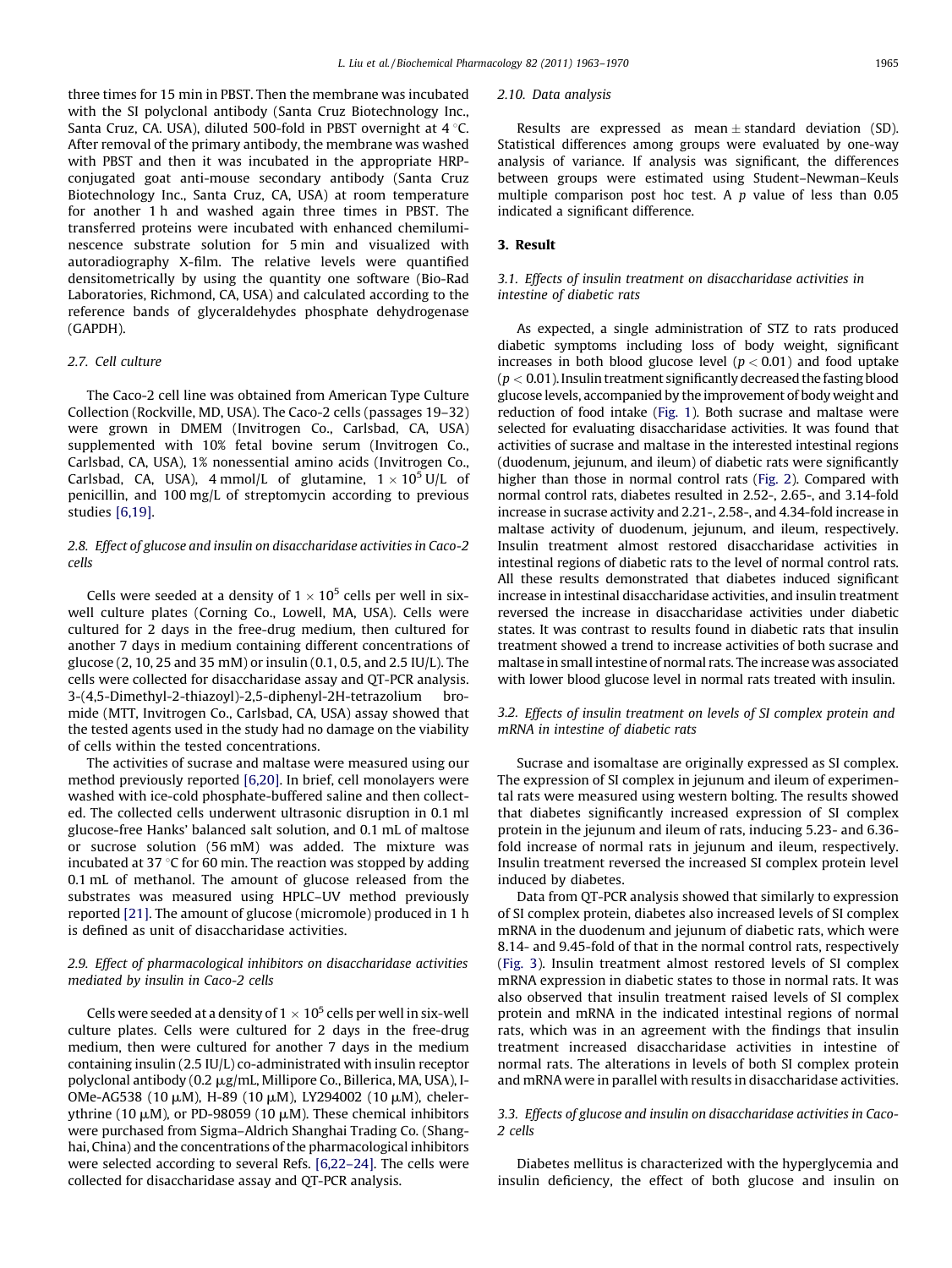three times for 15 min in PBST. Then the membrane was incubated with the SI polyclonal antibody (Santa Cruz Biotechnology Inc., Santa Cruz, CA. USA), diluted 500-fold in PBST overnight at 4 °C. After removal of the primary antibody, the membrane was washed with PBST and then it was incubated in the appropriate HRP-conjugated goat anti-mouse secondary antibody (Santa Cruz Biotechnology Inc., Santa Cruz, CA, USA) at room temperature for another 1 h and washed again three times in PBST. The transferred proteins were incubated with enhanced chemiluminescence substrate solution for 5 min and visualized with autoradiography X-film. The relative levels were quantified densitometrically by using the quantity one software (Bio-Rad Laboratories, Richmond, CA, USA) and calculated according to the reference bands of glyceraldehydes phosphate dehydrogenase (GAPDH).

### 2.7. Cell culture

The Caco-2 cell line was obtained from American Type Culture Collection (Rockville, MD, USA). The Caco-2 cells (passages 19–32) were grown in DMEM (Invitrogen Co., Carlsbad, CA, USA) supplemented with 10% fetal bovine serum (Invitrogen Co., Carlsbad, CA, USA), 1% nonessential amino acids (Invitrogen Co., Carlsbad, CA, USA), 4 mmol/L of glutamine, $1 \times 10^5$ U/L of penicillin, and 100 mg/L of streptomycin according to previous studies [6,19].

### 2.8. Effect of glucose and insulin on disaccharidase activities in Caco-2 cells

Cells were seeded at a density of $1 \times 10^5$ cells per well in six-well culture plates (Corning Co., Lowell, MA, USA). Cells were cultured for 2 days in the free-drug medium, then cultured for another 7 days in medium containing different concentrations of glucose (2, 10, 25 and 35 mM) or insulin (0.1, 0.5, and 2.5 IU/L). The cells were collected for disaccharidase assay and QT-PCR analysis. 3-(4,5-Dimethyl-2-thiazoyl)-2,5-diphenyl-2H-tetrazolium bromide (MTT, Invitrogen Co., Carlsbad, CA, USA) assay showed that the tested agents used in the study had no damage on the viability of cells within the tested concentrations.

The activities of sucrase and maltase were measured using our method previously reported [6,20]. In brief, cell monolayers were washed with ice-cold phosphate-buffered saline and then collected. The collected cells underwent ultrasonic disruption in 0.1 ml glucose-free Hanks' balanced salt solution, and 0.1 mL of maltose or sucrose solution (56 mM) was added. The mixture was incubated at 37 °C for 60 min. The reaction was stopped by adding 0.1 mL of methanol. The amount of glucose released from the substrates was measured using HPLC–UV method previously reported [21]. The amount of glucose (micromole) produced in 1 h is defined as unit of disaccharidase activities.

### 2.9. Effect of pharmacological inhibitors on disaccharidase activities mediated by insulin in Caco-2 cells

Cells were seeded at a density of $1 \times 10^5$ cells per well in six-well culture plates. Cells were cultured for 2 days in the free-drug medium, then were cultured for another 7 days in the medium containing insulin (2.5 IU/L) co-administrated with insulin receptor polyclonal antibody (0.2 μg/mL, Millipore Co., Billerica, MA, USA), I-OMe-AG538 (10 μM), H-89 (10 μM), LY294002 (10 μM), chelerythrine (10 μM), or PD-98059 (10 μM). These chemical inhibitors were purchased from Sigma–Aldrich Shanghai Trading Co. (Shanghai, China) and the concentrations of the pharmacological inhibitors were selected according to several Refs. [6,22–24]. The cells were collected for disaccharidase assay and QT-PCR analysis.

### 2.10. Data analysis

Results are expressed as mean ± standard deviation (SD). Statistical differences among groups were evaluated by one-way analysis of variance. If analysis was significant, the differences between groups were estimated using Student–Newman–Keuls multiple comparison post hoc test. A $p$ value of less than 0.05 indicated a significant difference.

## 3. Result

### 3.1. Effects of insulin treatment on disaccharidase activities in intestine of diabetic rats

As expected, a single administration of STZ to rats produced diabetic symptoms including loss of body weight, significant increases in both blood glucose level ($p < 0.01$) and food uptake ($p < 0.01$). Insulin treatment significantly decreased the fasting blood glucose levels, accompanied by the improvement of body weight and reduction of food intake (Fig. 1). Both sucrase and maltase were selected for evaluating disaccharidase activities. It was found that activities of sucrase and maltase in the interested intestinal regions (duodenum, jejunum, and ileum) of diabetic rats were significantly higher than those in normal control rats (Fig. 2). Compared with normal control rats, diabetes resulted in 2.52-, 2.65-, and 3.14-fold increase in sucrase activity and 2.21-, 2.58-, and 4.34-fold increase in maltase activity of duodenum, jejunum, and ileum, respectively. Insulin treatment almost restored disaccharidase activities in intestinal regions of diabetic rats to the level of normal control rats. All these results demonstrated that diabetes induced significant increase in intestinal disaccharidase activities, and insulin treatment reversed the increase in disaccharidase activities under diabetic states. It was contrast to results found in diabetic rats that insulin treatment showed a trend to increase activities of both sucrase and maltase in small intestine of normal rats. The increase was associated with lower blood glucose level in normal rats treated with insulin.

### 3.2. Effects of insulin treatment on levels of SI complex protein and mRNA in intestine of diabetic rats

Sucrase and isomaltase are originally expressed as SI complex. The expression of SI complex in jejunum and ileum of experimental rats were measured using western bolting. The results showed that diabetes significantly increased expression of SI complex protein in the jejunum and ileum of rats, inducing 5.23- and 6.36-fold increase of normal rats in jejunum and ileum, respectively. Insulin treatment reversed the increased SI complex protein level induced by diabetes.

Data from QT-PCR analysis showed that similarly to expression of SI complex protein, diabetes also increased levels of SI complex mRNA in the duodenum and jejunum of diabetic rats, which were 8.14- and 9.45-fold of that in the normal control rats, respectively (Fig. 3). Insulin treatment almost restored levels of SI complex mRNA expression in diabetic states to those in normal rats. It was also observed that insulin treatment raised levels of SI complex protein and mRNA in the indicated intestinal regions of normal rats, which was in an agreement with the findings that insulin treatment increased disaccharidase activities in intestine of normal rats. The alterations in levels of both SI complex protein and mRNA were in parallel with results in disaccharidase activities.

### 3.3. Effects of glucose and insulin on disaccharidase activities in Caco-2 cells

Diabetes mellitus is characterized with the hyperglycemia and insulin deficiency, the effect of both glucose and insulin on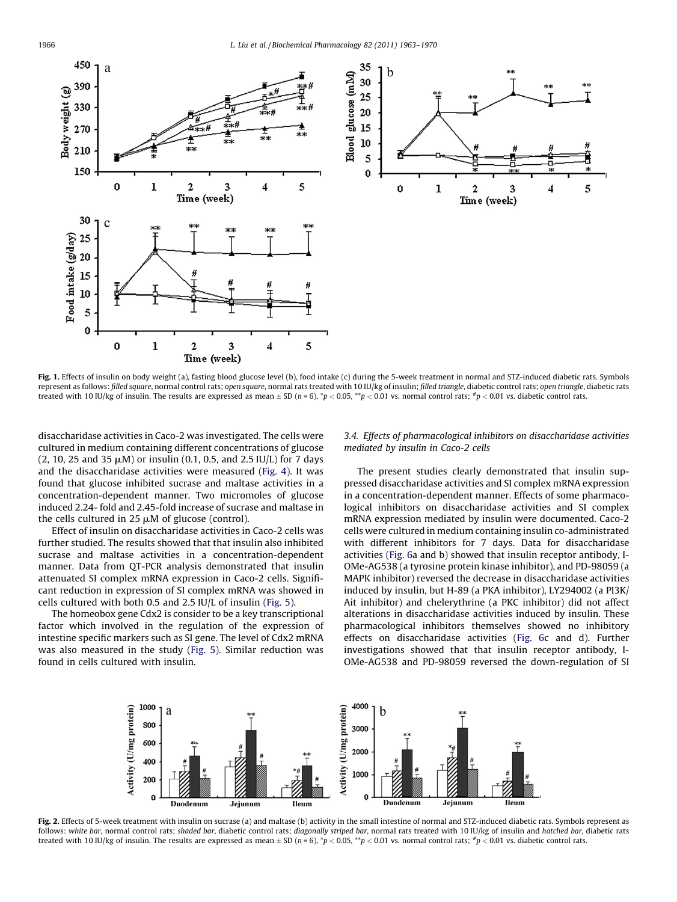**Fig. 1.** Effects of insulin on body weight (a), fasting blood glucose level (b), food intake (c) during the 5-week treatment in normal and STZ-induced diabetic rats. Symbols represent as follows: *filled square*, normal control rats; *open square*, normal rats treated with 10 IU/kg of insulin; *filled triangle*, diabetic control rats; *open triangle*, diabetic rats treated with 10 IU/kg of insulin. The results are expressed as mean ± SD ($n = 6$), $^{*}p < 0.05$, $^{**}p < 0.01$ vs. normal control rats; $^{\#}p < 0.01$ vs. diabetic control rats.

disaccharidase activities in Caco-2 was investigated. The cells were cultured in medium containing different concentrations of glucose (2, 10, 25 and 35 μM) or insulin (0.1, 0.5, and 2.5 IU/L) for 7 days and the disaccharidase activities were measured (Fig. 4). It was found that glucose inhibited sucrase and maltase activities in a concentration-dependent manner. Two micromoles of glucose induced 2.24- fold and 2.45-fold increase of sucrase and maltase in the cells cultured in 25 μM of glucose (control).

Effect of insulin on disaccharidase activities in Caco-2 cells was further studied. The results showed that that insulin also inhibited sucrase and maltase activities in a concentration-dependent manner. Data from QT-PCR analysis demonstrated that insulin attenuated SI complex mRNA expression in Caco-2 cells. Significant reduction in expression of SI complex mRNA was showed in cells cultured with both 0.5 and 2.5 IU/L of insulin (Fig. 5).

The homeobox gene Cdx2 is consider to be a key transcriptional factor which involved in the regulation of the expression of intestine specific markers such as SI gene. The level of Cdx2 mRNA was also measured in the study (Fig. 5). Similar reduction was found in cells cultured with insulin.

### 3.4. Effects of pharmacological inhibitors on disaccharidase activities mediated by insulin in Caco-2 cells

The present studies clearly demonstrated that insulin suppressed disaccharidase activities and SI complex mRNA expression in a concentration-dependent manner. Effects of some pharmacological inhibitors on disaccharidase activities and SI complex mRNA expression mediated by insulin were documented. Caco-2 cells were cultured in medium containing insulin co-administrated with different inhibitors for 7 days. Data for disaccharidase activities (Fig. 6a and b) showed that insulin receptor antibody, I-OMe-AG538 (a tyrosine protein kinase inhibitor), and PD-98059 (a MAPK inhibitor) reversed the decrease in disaccharidase activities induced by insulin, but H-89 (a PKA inhibitor), LY294002 (a PI3K/Ait inhibitor) and chelerythrine (a PKC inhibitor) did not affect alterations in disaccharidase activities induced by insulin. These pharmacological inhibitors themselves showed no inhibitory effects on disaccharidase activities (Fig. 6c and d). Further investigations showed that that insulin receptor antibody, I-OMe-AG538 and PD-98059 reversed the down-regulation of SI

**Fig. 2.** Effects of 5-week treatment with insulin on sucrase (a) and maltase (b) activity in the small intestine of normal and STZ-induced diabetic rats. Symbols represent as follows: *white bar*, normal control rats; *shaded bar*, diabetic control rats; *diagonally striped bar*, normal rats treated with 10 IU/kg of insulin and *hatched bar*, diabetic rats treated with 10 IU/kg of insulin. The results are expressed as mean ± SD ($n = 6$), $^{*}p < 0.05$, $^{**}p < 0.01$ vs. normal control rats; $^{\#}p < 0.01$ vs. diabetic control rats.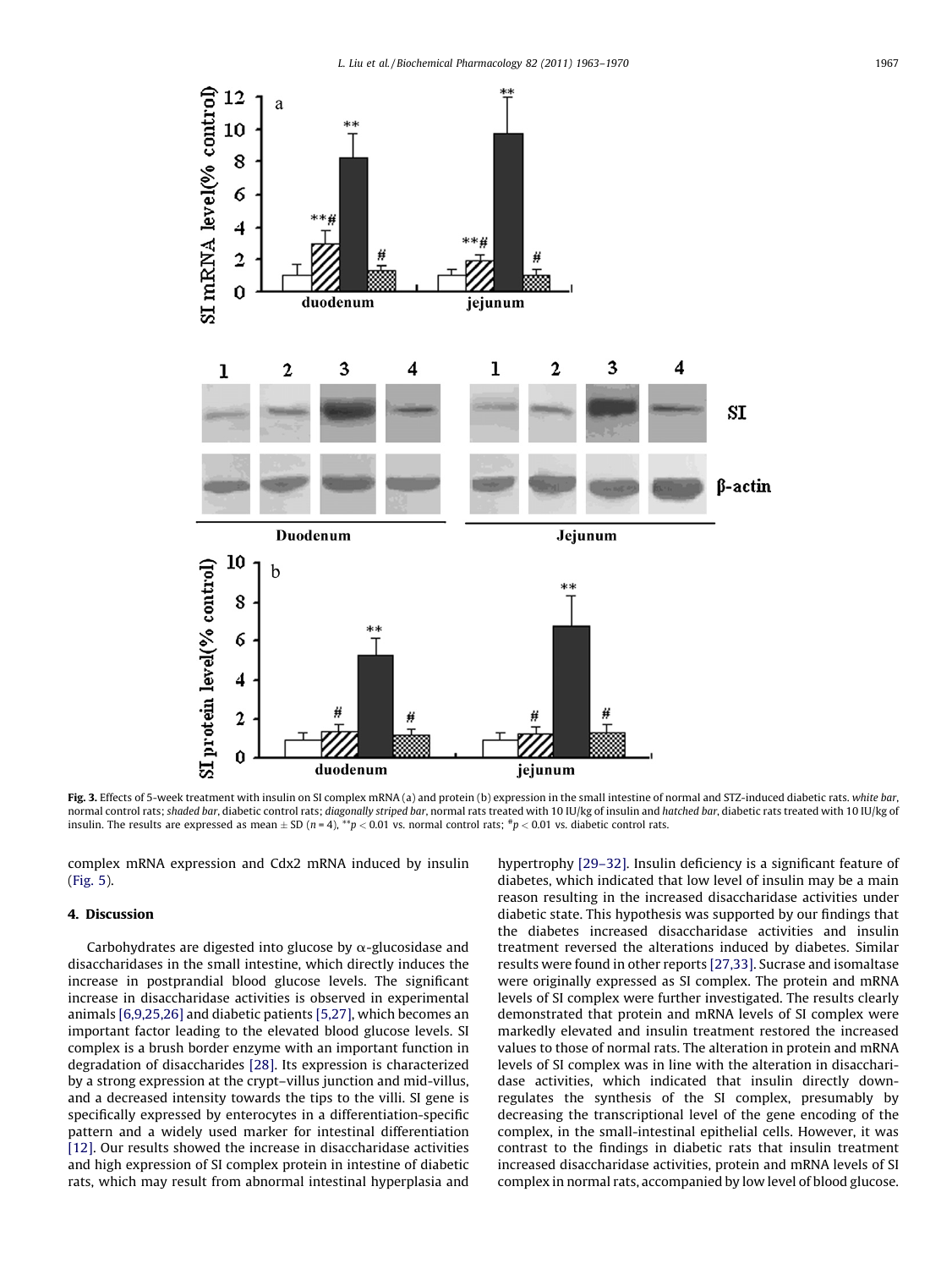**Fig. 3.** Effects of 5-week treatment with insulin on SI complex mRNA (a) and protein (b) expression in the small intestine of normal and STZ-induced diabetic rats. *white bar*, normal control rats; *shaded bar*, diabetic control rats; *diagonally striped bar*, normal rats treated with 10 IU/kg of insulin and *hatched bar*, diabetic rats treated with 10 IU/kg of insulin. The results are expressed as mean ± SD ($n = 4$), $^{**}p < 0.01$ vs. normal control rats; $^{\#}p < 0.01$ vs. diabetic control rats.

complex mRNA expression and Cdx2 mRNA induced by insulin (Fig. 5).

## 4. Discussion

Carbohydrates are digested into glucose by α-glucosidase and disaccharidases in the small intestine, which directly induces the increase in postprandial blood glucose levels. The significant increase in disaccharidase activities is observed in experimental animals [6,9,25,26] and diabetic patients [5,27], which becomes an important factor leading to the elevated blood glucose levels. SI complex is a brush border enzyme with an important function in degradation of disaccharides [28]. Its expression is characterized by a strong expression at the crypt–villus junction and mid-villus, and a decreased intensity towards the tips to the villi. SI gene is specifically expressed by enterocytes in a differentiation-specific pattern and a widely used marker for intestinal differentiation [12]. Our results showed the increase in disaccharidase activities and high expression of SI complex protein in intestine of diabetic rats, which may result from abnormal intestinal hyperplasia and hypertrophy [29–32]. Insulin deficiency is a significant feature of diabetes, which indicated that low level of insulin may be a main reason resulting in the increased disaccharidase activities under diabetic state. This hypothesis was supported by our findings that the diabetes increased disaccharidase activities and insulin treatment reversed the alterations induced by diabetes. Similar results were found in other reports [27,33]. Sucrase and isomaltase were originally expressed as SI complex. The protein and mRNA levels of SI complex were further investigated. The results clearly demonstrated that protein and mRNA levels of SI complex were markedly elevated and insulin treatment restored the increased values to those of normal rats. The alteration in protein and mRNA levels of SI complex was in line with the alteration in disaccharidase activities, which indicated that insulin directly down-regulates the synthesis of the SI complex, presumably by decreasing the transcriptional level of the gene encoding of the complex, in the small-intestinal epithelial cells. However, it was contrast to the findings in diabetic rats that insulin treatment increased disaccharidase activities, protein and mRNA levels of SI complex in normal rats, accompanied by low level of blood glucose.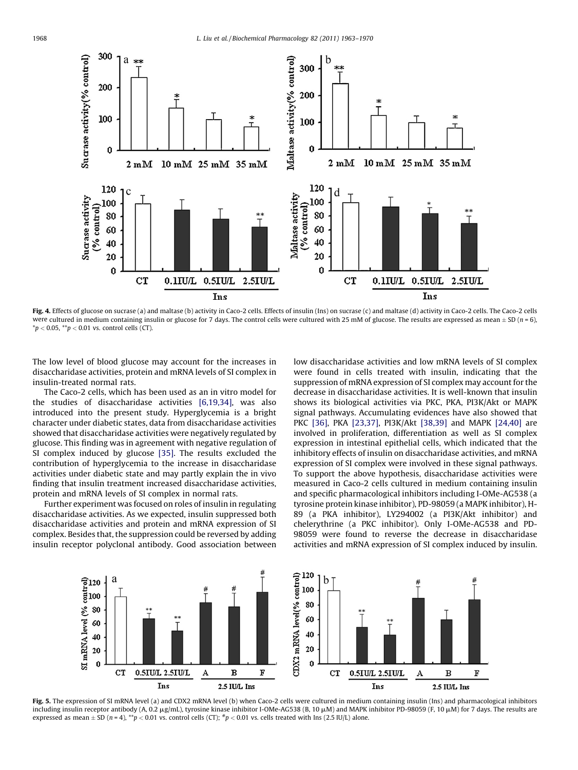Fig. 4. Effects of glucose on sucrase (a) and maltase (b) activity in Caco-2 cells. Effects of insulin (Ins) on sucrase (c) and maltase (d) activity in Caco-2 cells. The Caco-2 cells were cultured in medium containing insulin or glucose for 7 days. The control cells were cultured with 25 mM of glucose. The results are expressed as mean ± SD ($n = 6$), $^{*}p < 0.05$, $^{**}p < 0.01$ vs. control cells (CT).

The low level of blood glucose may account for the increases in disaccharidase activities, protein and mRNA levels of SI complex in insulin-treated normal rats.

The Caco-2 cells, which has been used as an in vitro model for the studies of disaccharidase activities [6,19,34], was also introduced into the present study. Hyperglycemia is a bright character under diabetic states, data from disaccharidase activities showed that disaccharidase activities were negatively regulated by glucose. This finding was in agreement with negative regulation of SI complex induced by glucose [35]. The results excluded the contribution of hyperglycemia to the increase in disaccharidase activities under diabetic state and may partly explain the in vivo finding that insulin treatment increased disaccharidase activities, protein and mRNA levels of SI complex in normal rats.

Further experiment was focused on roles of insulin in regulating disaccharidase activities. As we expected, insulin suppressed both disaccharidase activities and protein and mRNA expression of SI complex. Besides that, the suppression could be reversed by adding insulin receptor polyclonal antibody. Good association between low disaccharidase activities and low mRNA levels of SI complex were found in cells treated with insulin, indicating that the suppression of mRNA expression of SI complex may account for the decrease in disaccharidase activities. It is well-known that insulin shows its biological activities via PKC, PKA, PI3K/Akt or MAPK signal pathways. Accumulating evidences have also showed that PKC [36], PKA [23,37], PI3K/Akt [38,39] and MAPK [24,40] are involved in proliferation, differentiation as well as SI complex expression in intestinal epithelial cells, which indicated that the inhibitory effects of insulin on disaccharidase activities, and mRNA expression of SI complex were involved in these signal pathways. To support the above hypothesis, disaccharidase activities were measured in Caco-2 cells cultured in medium containing insulin and specific pharmacological inhibitors including I-OMe-AG538 (a tyrosine protein kinase inhibitor), PD-98059 (a MAPK inhibitor), H-89 (a PKA inhibitor), LY294002 (a PI3K/Akt inhibitor) and chelerythrine (a PKC inhibitor). Only I-OMe-AG538 and PD-98059 were found to reverse the decrease in disaccharidase activities and mRNA expression of SI complex induced by insulin.

Fig. 5. The expression of SI mRNA level (a) and CDX2 mRNA level (b) when Caco-2 cells were cultured in medium containing insulin (Ins) and pharmacological inhibitors including insulin receptor antibody (A, 0.2 μg/mL), tyrosine kinase inhibitor I-OMe-AG538 (B, 10 μM) and MAPK inhibitor PD-98059 (F, 10 μM) for 7 days. The results are expressed as mean ± SD ($n = 4$), $^{**}p < 0.01$ vs. control cells (CT); $^{\#}p < 0.01$ vs. cells treated with Ins (2.5 IU/L) alone.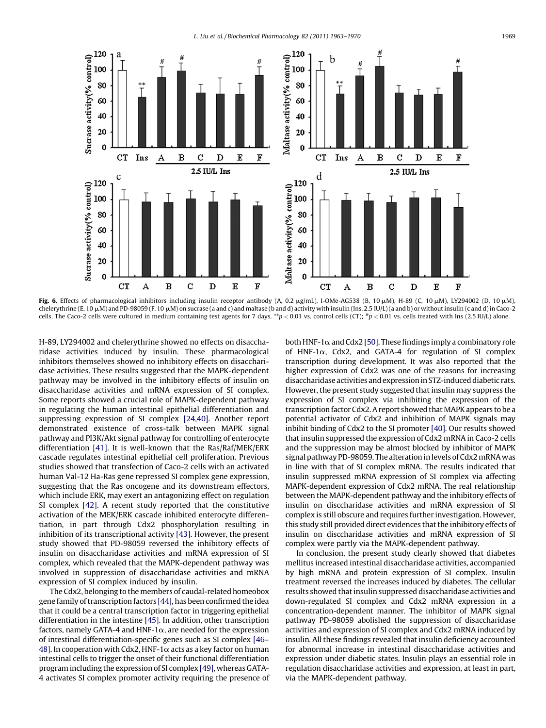**Fig. 6.** Effects of pharmacological inhibitors including insulin receptor antibody (A, 0.2 μg/mL), I-OMe-AG538 (B, 10 μM), H-89 (C, 10 μM), LY294002 (D, 10 μM), chelerythrine (E, 10 μM) and PD-98059 (F, 10 μM) on sucrase (a and c) and maltase (b and d) activity with insulin (Ins, 2.5 IU/L) (a and b) or without insulin (c and d) in Caco-2 cells. The Caco-2 cells were cultured in medium containing test agents for 7 days. $^{**}p < 0.01$ vs. control cells (CT); $^{\#}p < 0.01$ vs. cells treated with Ins (2.5 IU/L) alone.

H-89, LY294002 and chelerythrine showed no effects on disaccharidase activities induced by insulin. These pharmacological inhibitors themselves showed no inhibitory effects on disaccharidase activities. These results suggested that the MAPK-dependent pathway may be involved in the inhibitory effects of insulin on disaccharidase activities and mRNA expression of SI complex. Some reports showed a crucial role of MAPK-dependent pathway in regulating the human intestinal epithelial differentiation and suppressing expression of SI complex [24,40]. Another report demonstrated existence of cross-talk between MAPK signal pathway and PI3K/Akt signal pathway for controlling of enterocyte differentiation [41]. It is well-known that the Ras/Raf/MEK/ERK cascade regulates intestinal epithelial cell proliferation. Previous studies showed that transfection of Caco-2 cells with an activated human Val-12 Ha-Ras gene repressed SI complex gene expression, suggesting that the Ras oncogene and its downstream effectors, which include ERK, may exert an antagonizing effect on regulation SI complex [42]. A recent study reported that the constitutive activation of the MEK/ERK cascade inhibited enterocyte differentiation, in part through Cdx2 phosphorylation resulting in inhibition of its transcriptional activity [43]. However, the present study showed that PD-98059 reversed the inhibitory effects of insulin on disaccharidase activities and mRNA expression of SI complex, which revealed that the MAPK-dependent pathway was involved in suppression of disaccharidase activities and mRNA expression of SI complex induced by insulin.

The Cdx2, belonging to the members of caudal-related homeobox gene family of transcription factors [44], has been confirmed the idea that it could be a central transcription factor in triggering epithelial differentiation in the intestine [45]. In addition, other transcription factors, namely GATA-4 and HNF-1α, are needed for the expression of intestinal differentiation-specific genes such as SI complex [46–48]. In cooperation with Cdx2, HNF-1α acts as a key factor on human intestinal cells to trigger the onset of their functional differentiation program including the expression of SI complex [49], whereas GATA-4 activates SI complex promoter activity requiring the presence of both HNF-1α and Cdx2 [50]. These findings imply a combinatory role of HNF-1α, Cdx2, and GATA-4 for regulation of SI complex transcription during development. It was also reported that the higher expression of Cdx2 was one of the reasons for increasing disaccharidase activities and expression in STZ-induced diabetic rats. However, the present study suggested that insulin may suppress the expression of SI complex via inhibiting the expression of the transcription factor Cdx2. A report showed that MAPK appears to be a potential activator of Cdx2 and inhibition of MAPK signals may inbihit binding of Cdx2 to the SI promoter [40]. Our results showed that insulin suppressed the expression of Cdx2 mRNA in Caco-2 cells and the suppression may be almost blocked by inhibitor of MAPK signal pathway PD-98059. The alteration in levels of Cdx2 mRNA was in line with that of SI complex mRNA. The results indicated that insulin suppressed mRNA expression of SI complex via affecting MAPK-dependent expression of Cdx2 mRNA. The real relationship between the MAPK-dependent pathway and the inhibitory effects of insulin on disccharidase activities and mRNA expression of SI complex is still obscure and requires further investigation. However, this study still provided direct evidences that the inhibitory effects of insulin on disccharidase activities and mRNA expression of SI complex were partly via the MAPK-dependent pathway.

In conclusion, the present study clearly showed that diabetes mellitus increased intestinal disaccharidase activities, accompanied by high mRNA and protein expression of SI complex. Insulin treatment reversed the increases induced by diabetes. The cellular results showed that insulin suppressed disaccharidase activities and down-regulated SI complex and Cdx2 mRNA expression in a concentration-dependent manner. The inhibitor of MAPK signal pathway PD-98059 abolished the suppression of disaccharidase activities and expression of SI complex and Cdx2 mRNA induced by insulin. All these findings revealed that insulin deficiency accounted for abnormal increase in intestinal disaccharidase activities and expression under diabetic states. Insulin plays an essential role in regulation disaccharidase activities and expression, at least in part, via the MAPK-dependent pathway.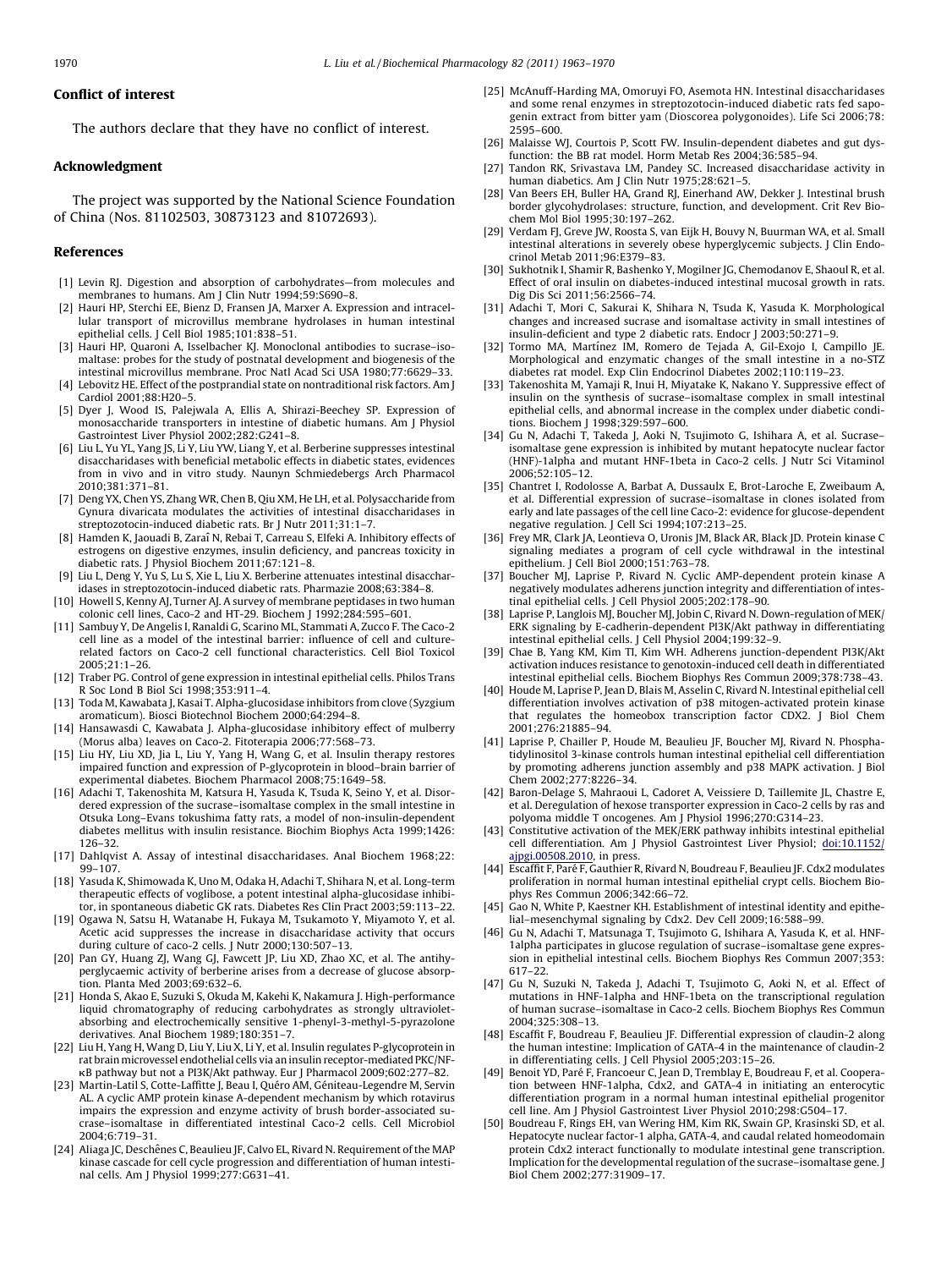## Conflict of interest

The authors declare that they have no conflict of interest.

## Acknowledgment

The project was supported by the National Science Foundation of China (Nos. 81102503, 30873123 and 81072693).

## References

[1] Levin RJ. Digestion and absorption of carbohydrates—from molecules and membranes to humans. Am J Clin Nutr 1994;59:S690–8.

[2] Hauri HP, Sterchi EE, Bienz D, Fransen JA, Marxer A. Expression and intracellular transport of microvillus membrane hydrolases in human intestinal epithelial cells. J Cell Biol 1985;101:838–51.

[3] Hauri HP, Quaroni A, Isselbacher KJ. Monoclonal antibodies to sucrase–isomaltase: probes for the study of postnatal development and biogenesis of the intestinal microvillus membrane. Proc Natl Acad Sci USA 1980;77:6629–33.

[4] Lebovitz HE. Effect of the postprandial state on nontraditional risk factors. Am J Cardiol 2001;88:H20–5.

[5] Dyer J, Wood IS, Palejwala A, Ellis A, Shirazi-Beechey SP. Expression of monosaccharide transporters in intestine of diabetic humans. Am J Physiol Gastrointest Liver Physiol 2002;282:G241–8.

[6] Liu L, Yu YL, Yang JS, Li Y, Liu YW, Liang Y, et al. Berberine suppresses intestinal disaccharidases with beneficial metabolic effects in diabetic states, evidences from in vivo and in vitro study. Naunyn Schmiedebergs Arch Pharmacol 2010;381:371–81.

[7] Deng YX, Chen YS, Zhang WR, Chen B, Qiu XM, He LH, et al. Polysaccharide from Gynura divaricata modulates the activities of intestinal disaccharidases in streptozotocin-induced diabetic rats. Br J Nutr 2011;31:1–7.

[8] Hamden K, Jaouadi B, Zaraî N, Rebai T, Carreau S, Elfeki A. Inhibitory effects of estrogens on digestive enzymes, insulin deficiency, and pancreas toxicity in diabetic rats. J Physiol Biochem 2011;67:121–8.

[9] Liu L, Deng Y, Yu S, Lu S, Xie L, Liu X. Berberine attenuates intestinal disaccharidases in streptozotocin-induced diabetic rats. Pharmazie 2008;63:384–8.

[10] Howell S, Kenny AJ, Turner AJ. A survey of membrane peptidases in two human colonic cell lines, Caco-2 and HT-29. Biochem J 1992;284:595–601.

[11] Sambuy Y, De Angelis I, Ranaldi G, Scarino ML, Stammati A, Zucco F. The Caco-2 cell line as a model of the intestinal barrier: influence of cell and culture-related factors on Caco-2 cell functional characteristics. Cell Biol Toxicol 2005;21:1–26.

[12] Traber PG. Control of gene expression in intestinal epithelial cells. Philos Trans R Soc Lond B Biol Sci 1998;353:911–4.

[13] Toda M, Kawabata J, Kasai T. Alpha-glucosidase inhibitors from clove (Syzgium aromaticum). Biosci Biotechnol Biochem 2000;64:294–8.

[14] Hansawasdi C, Kawabata J. Alpha-glucosidase inhibitory effect of mulberry (Morus alba) leaves on Caco-2. Fitoterapia 2006;77:568–73.

[15] Liu HY, Liu XD, Jia L, Liu Y, Yang H, Wang G, et al. Insulin therapy restores impaired function and expression of P-glycoprotein in blood–brain barrier of experimental diabetes. Biochem Pharmacol 2008;75:1649–58.

[16] Adachi T, Takenoshita M, Katsura H, Yasuda K, Tsuda K, Seino Y, et al. Disordered expression of the sucrase–isomaltase complex in the small intestine in Otsuka Long–Evans tokushima fatty rats, a model of non-insulin-dependent diabetes mellitus with insulin resistance. Biochim Biophys Acta 1999;1426:126–32.

[17] Dahlqvist A. Assay of intestinal disaccharidases. Anal Biochem 1968;22:99–107.

[18] Yasuda K, Shimowada K, Uno M, Odaka H, Adachi T, Shihara N, et al. Long-term therapeutic effects of voglibose, a potent intestinal alpha-glucosidase inhibitor, in spontaneous diabetic GK rats. Diabetes Res Clin Pract 2003;59:113–22.

[19] Ogawa N, Satsu H, Watanabe H, Fukaya M, Tsukamoto Y, Miyamoto Y, et al. Acetic acid suppresses the increase in disaccharidase activity that occurs during culture of caco-2 cells. J Nutr 2000;130:507–13.

[20] Pan GY, Huang ZJ, Wang GJ, Fawcett JP, Liu XD, Zhao XC, et al. The antihyperglycaemic activity of berberine arises from a decrease of glucose absorption. Planta Med 2003;69:632–6.

[21] Honda S, Akao E, Suzuki S, Okuda M, Kakehi K, Nakamura J. High-performance liquid chromatography of reducing carbohydrates as strongly ultraviolet-absorbing and electrochemically sensitive 1-phenyl-3-methyl-5-pyrazolone derivatives. Anal Biochem 1989;180:351–7.

[22] Liu H, Yang H, Wang D, Liu Y, Liu X, Li Y, et al. Insulin regulates P-glycoprotein in rat brain microvessel endothelial cells via an insulin receptor-mediated PKC/NF-κB pathway but not a PI3K/Akt pathway. Eur J Pharmacol 2009;602:277–82.

[23] Martin-Latil S, Cotte-Laffitte J, Beau I, Quéro AM, Géniteau-Legendre M, Servin AL. A cyclic AMP protein kinase A-dependent mechanism by which rotavirus impairs the expression and enzyme activity of brush border-associated sucrase–isomaltase in differentiated intestinal Caco-2 cells. Cell Microbiol 2004;6:719–31.

[24] Aliaga JC, Deschênes C, Beaulieu JF, Calvo EL, Rivard N. Requirement of the MAP kinase cascade for cell cycle progression and differentiation of human intestinal cells. Am J Physiol 1999;277:G631–41.

[25] McAnuff-Harding MA, Omoruyi FO, Asemota HN. Intestinal disaccharidases and some renal enzymes in streptozotocin-induced diabetic rats fed sapogenin extract from bitter yam (Dioscorea polygonoides). Life Sci 2006;78:2595–600.

[26] Malaisse WJ, Courtois P, Scott FW. Insulin-dependent diabetes and gut dysfunction: the BB rat model. Horm Metab Res 2004;36:585–94.

[27] Tandon RK, Srivastava LM, Pandey SC. Increased disaccharidase activity in human diabetics. Am J Clin Nutr 1975;28:621–5.

[28] Van Beers EH, Buller HA, Grand RJ, Einerhand AW, Dekker J. Intestinal brush border glycohydrolases: structure, function, and development. Crit Rev Biochem Mol Biol 1995;30:197–262.

[29] Verdam FJ, Greve JW, Roosta S, van Eijk H, Bouvy N, Buurman WA, et al. Small intestinal alterations in severely obese hyperglycemic subjects. J Clin Endocrinol Metab 2011;96:E379–83.

[30] Sukhotnik I, Shamir R, Bashenko Y, Mogilner JG, Chemodanov E, Shaoul R, et al. Effect of oral insulin on diabetes-induced intestinal mucosal growth in rats. Dig Dis Sci 2011;56:2566–74.

[31] Adachi T, Mori C, Sakurai K, Shihara N, Tsuda K, Yasuda K. Morphological changes and increased sucrase and isomaltase activity in small intestines of insulin-deficient and type 2 diabetic rats. Endocr J 2003;50:271–9.

[32] Tormo MA, Martínez IM, Romero de Tejada A, Gil-Exojo I, Campillo JE. Morphological and enzymatic changes of the small intestine in a no-STZ diabetes rat model. Exp Clin Endocrinol Diabetes 2002;110:119–23.

[33] Takenoshita M, Yamaji R, Inui H, Miyatake K, Nakano Y. Suppressive effect of insulin on the synthesis of sucrase–isomaltase complex in small intestinal epithelial cells, and abnormal increase in the complex under diabetic conditions. Biochem J 1998;329:597–600.

[34] Gu N, Adachi T, Takeda J, Aoki N, Tsujimoto G, Ishihara A, et al. Sucrase–isomaltase gene expression is inhibited by mutant hepatocyte nuclear factor (HNF)-1alpha and mutant HNF-1beta in Caco-2 cells. J Nutr Sci Vitaminol 2006;52:105–12.

[35] Chantret I, Rodolosse A, Barbat A, Dussaulx E, Brot-Laroche E, Zweibaum A, et al. Differential expression of sucrase–isomaltase in clones isolated from early and late passages of the cell line Caco-2: evidence for glucose-dependent negative regulation. J Cell Sci 1994;107:213–25.

[36] Frey MR, Clark JA, Leontieva O, Uronis JM, Black AR, Black JD. Protein kinase C signaling mediates a program of cell cycle withdrawal in the intestinal epithelium. J Cell Biol 2000;151:763–78.

[37] Boucher MJ, Laprise P, Rivard N. Cyclic AMP-dependent protein kinase A negatively modulates adherens junction integrity and differentiation of intestinal epithelial cells. J Cell Physiol 2005;202:178–90.

[38] Laprise P, Langlois MJ, Boucher MJ, Jobin C, Rivard N. Down-regulation of MEK/ERK signaling by E-cadherin-dependent PI3K/Akt pathway in differentiating intestinal epithelial cells. J Cell Physiol 2004;199:32–9.

[39] Chae B, Yang KM, Kim TI, Kim WH. Adherens junction-dependent PI3K/Akt activation induces resistance to genotoxin-induced cell death in differentiated intestinal epithelial cells. Biochem Biophys Res Commun 2009;378:738–43.

[40] Houde M, Laprise P, Jean D, Blais M, Asselin C, Rivard N. Intestinal epithelial cell differentiation involves activation of p38 mitogen-activated protein kinase that regulates the homeobox transcription factor CDX2. J Biol Chem 2001;276:21885–94.

[41] Laprise P, Chailler P, Houde M, Beaulieu JF, Boucher MJ, Rivard N. Phosphatidylinositol 3-kinase controls human intestinal epithelial cell differentiation by promoting adherens junction assembly and p38 MAPK activation. J Biol Chem 2002;277:8226–34.

[42] Baron-Delage S, Mahraoui L, Cadoret A, Veissiere D, Taillemite JL, Chastre E, et al. Deregulation of hexose transporter expression in Caco-2 cells by ras and polyoma middle T oncogenes. Am J Physiol 1996;270:G314–23.

[43] Constitutive activation of the MEK/ERK pathway inhibits intestinal epithelial cell differentiation. Am J Physiol Gastrointest Liver Physiol; doi:10.1152/ajpgi.00508.2010, in press.

[44] Escaffit F, Paré F, Gauthier R, Rivard N, Boudreau F, Beaulieu JF. Cdx2 modulates proliferation in normal human intestinal epithelial crypt cells. Biochem Biophys Res Commun 2006;342:66–72.

[45] Gao N, White P, Kaestner KH. Establishment of intestinal identity and epithelial–mesenchymal signaling by Cdx2. Dev Cell 2009;16:588–99.

[46] Gu N, Adachi T, Matsunaga T, Tsujimoto G, Ishihara A, Yasuda K, et al. HNF-1alpha participates in glucose regulation of sucrase–isomaltase gene expression in epithelial intestinal cells. Biochem Biophys Res Commun 2007;353:617–22.

[47] Gu N, Suzuki N, Takeda J, Adachi T, Tsujimoto G, Aoki N, et al. Effect of mutations in HNF-1alpha and HNF-1beta on the transcriptional regulation of human sucrase–isomaltase in Caco-2 cells. Biochem Biophys Res Commun 2004;325:308–13.

[48] Escaffit F, Boudreau F, Beaulieu JF. Differential expression of claudin-2 along the human intestine: Implication of GATA-4 in the maintenance of claudin-2 in differentiating cells. J Cell Physiol 2005;203:15–26.

[49] Benoit YD, Paré F, Francoeur C, Jean D, Tremblay E, Boudreau F, et al. Cooperation between HNF-1alpha, Cdx2, and GATA-4 in initiating an enterocytic differentiation program in a normal human intestinal epithelial progenitor cell line. Am J Physiol Gastrointest Liver Physiol 2010;298:G504–17.

[50] Boudreau F, Rings EH, van Wering HM, Kim RK, Swain GP, Krasinski SD, et al. Hepatocyte nuclear factor-1 alpha, GATA-4, and caudal related homeodomain protein Cdx2 interact functionally to modulate intestinal gene transcription. Implication for the developmental regulation of the sucrase–isomaltase gene. J Biol Chem 2002;277:31909–17.